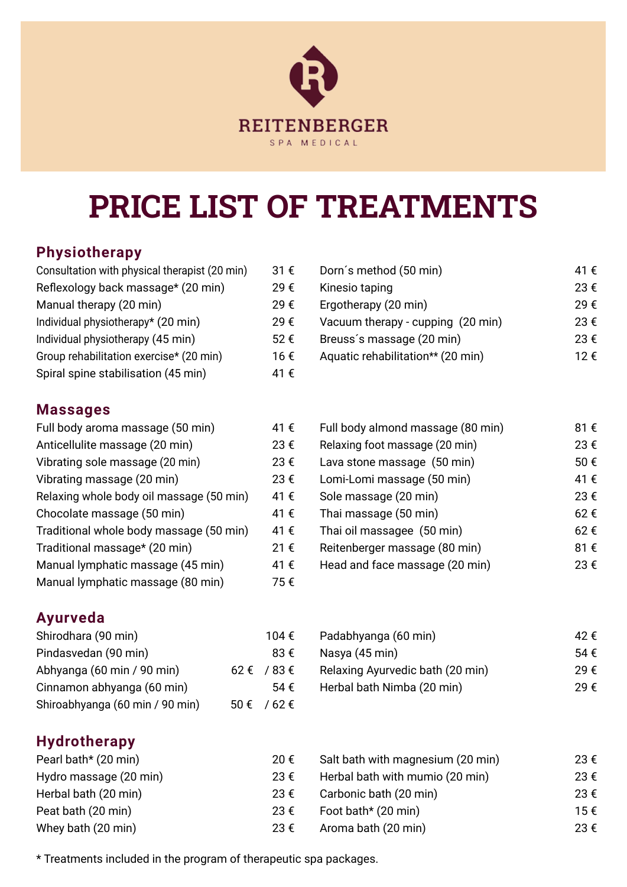REITENBERGER

SPA MEDICAL

# PRICE LIST OF TREATMENTS

## Physiotherapy

| Treatment | Price |
|---|---|
| Consultation with physical therapist (20 min) | 31 € |
| Reflexology back massage* (20 min) | 29 € |
| Manual therapy (20 min) | 29 € |
| Individual physiotherapy* (20 min) | 29 € |
| Individual physiotherapy (45 min) | 52 € |
| Group rehabilitation exercise* (20 min) | 16 € |
| Spiral spine stabilisation (45 min) | 41 € |
| Dorn´s method (50 min) | 41 € |
| Kinesio taping | 23 € |
| Ergotherapy (20 min) | 29 € |
| Vacuum therapy - cupping (20 min) | 23 € |
| Breuss´s massage (20 min) | 23 € |
| Aquatic rehabilitation** (20 min) | 12 € |

## Massages

| Treatment | Price |
|---|---|
| Full body aroma massage (50 min) | 41 € |
| Anticellulite massage (20 min) | 23 € |
| Vibrating sole massage (20 min) | 23 € |
| Vibrating massage (20 min) | 23 € |
| Relaxing whole body oil massage (50 min) | 41 € |
| Chocolate massage (50 min) | 41 € |
| Traditional whole body massage (50 min) | 41 € |
| Traditional massage* (20 min) | 21 € |
| Manual lymphatic massage (45 min) | 41 € |
| Manual lymphatic massage (80 min) | 75 € |
| Full body almond massage (80 min) | 81 € |
| Relaxing foot massage (20 min) | 23 € |
| Lava stone massage (50 min) | 50 € |
| Lomi-Lomi massage (50 min) | 41 € |
| Sole massage (20 min) | 23 € |
| Thai massage (50 min) | 62 € |
| Thai oil massagee (50 min) | 62 € |
| Reitenberger massage (80 min) | 81 € |
| Head and face massage (20 min) | 23 € |

## Ayurveda

| Treatment | Price |
|---|---|
| Shirodhara (90 min) | 104 € |
| Pindasvedan (90 min) | 83 € |
| Abhyanga (60 min / 90 min) | 62 € / 83 € |
| Cinnamon abhyanga (60 min) | 54 € |
| Shiroabhyanga (60 min / 90 min) | 50 € / 62 € |
| Padabhyanga (60 min) | 42 € |
| Nasya (45 min) | 54 € |
| Relaxing Ayurvedic bath (20 min) | 29 € |
| Herbal bath Nimba (20 min) | 29 € |

## Hydrotherapy

| Treatment | Price |
|---|---|
| Pearl bath* (20 min) | 20 € |
| Hydro massage (20 min) | 23 € |
| Herbal bath (20 min) | 23 € |
| Peat bath (20 min) | 23 € |
| Whey bath (20 min) | 23 € |
| Salt bath with magnesium (20 min) | 23 € |
| Herbal bath with mumio (20 min) | 23 € |
| Carbonic bath (20 min) | 23 € |
| Foot bath* (20 min) | 15 € |
| Aroma bath (20 min) | 23 € |

* Treatments included in the program of therapeutic spa packages.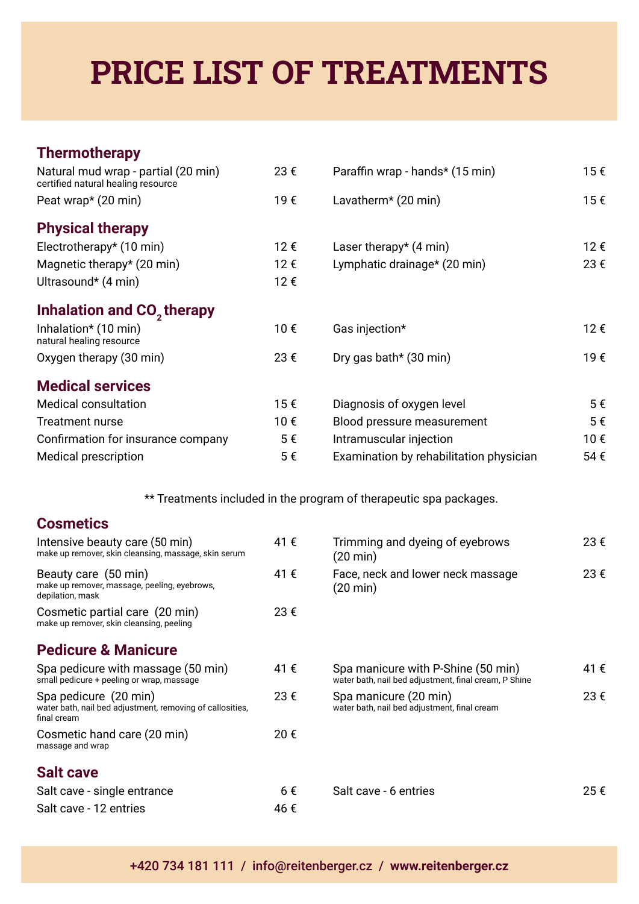# PRICE LIST OF TREATMENTS

## Thermotherapy

| | |
|---|---|
| Natural mud wrap - partial (20 min) <br> certified natural healing resource | 23 € |
| Peat wrap* (20 min) | 19 € |
| Paraffin wrap - hands* (15 min) | 15 € |
| Lavatherm* (20 min) | 15 € |

## Physical therapy

| | |
|---|---|
| Electrotherapy* (10 min) | 12 € |
| Magnetic therapy* (20 min) | 12 € |
| Ultrasound* (4 min) | 12 € |
| Laser therapy* (4 min) | 12 € |
| Lymphatic drainage* (20 min) | 23 € |

## Inhalation and $CO_2$ therapy

| | |
|---|---|
| Inhalation* (10 min) <br> natural healing resource | 10 € |
| Oxygen therapy (30 min) | 23 € |
| Gas injection* | 12 € |
| Dry gas bath* (30 min) | 19 € |

## Medical services

| | |
|---|---|
| Medical consultation | 15 € |
| Treatment nurse | 10 € |
| Confirmation for insurance company | 5 € |
| Medical prescription | 5 € |
| Diagnosis of oxygen level | 5 € |
| Blood pressure measurement | 5 € |
| Intramuscular injection | 10 € |
| Examination by rehabilitation physician | 54 € |

** Treatments included in the program of therapeutic spa packages.

## Cosmetics

| | |
|---|---|
| Intensive beauty care (50 min) <br> make up remover, skin cleansing, massage, skin serum | 41 € |
| Beauty care (50 min) <br> make up remover, massage, peeling, eyebrows, depilation, mask | 41 € |
| Cosmetic partial care (20 min) <br> make up remover, skin cleansing, peeling | 23 € |
| Trimming and dyeing of eyebrows (20 min) | 23 € |
| Face, neck and lower neck massage (20 min) | 23 € |

## Pedicure & Manicure

| | |
|---|---|
| Spa pedicure with massage (50 min) <br> small pedicure + peeling or wrap, massage | 41 € |
| Spa pedicure (20 min) <br> water bath, nail bed adjustment, removing of callosities, final cream | 23 € |
| Cosmetic hand care (20 min) <br> massage and wrap | 20 € |
| Spa manicure with P-Shine (50 min) <br> water bath, nail bed adjustment, final cream, P Shine | 41 € |
| Spa manicure (20 min) <br> water bath, nail bed adjustment, final cream | 23 € |

## Salt cave

| | |
|---|---|
| Salt cave - single entrance | 6 € |
| Salt cave - 12 entries | 46 € |
| Salt cave - 6 entries | 25 € |

**+420 734 181 111 / info@reitenberger.cz / www.reitenberger.cz**